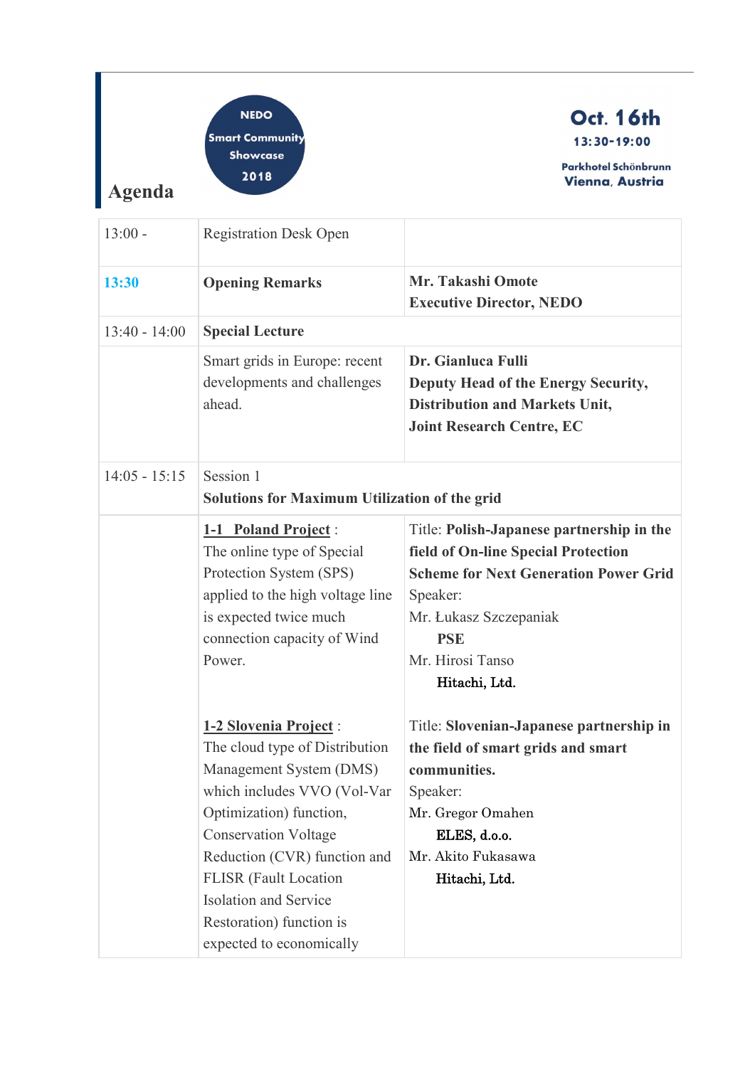NEDO Smart Community Showcase 2018

**Oct. 16th**
**13:30-19:00**

**Parkhotel Schönbrunn**
**Vienna, Austria**

## Agenda

| | | |
|---|---|---|
| 13:00 - | Registration Desk Open | |
| 13:30 | **Opening Remarks** | **Mr. Takashi Omote**<br>**Executive Director, NEDO** |
| 13:40 - 14:00 | **Special Lecture** | |
| | Smart grids in Europe: recent developments and challenges ahead. | **Dr. Gianluca Fulli**<br>**Deputy Head of the Energy Security, Distribution and Markets Unit,**<br>**Joint Research Centre, EC** |
| 14:05 - 15:15 | Session 1<br>**Solutions for Maximum Utilization of the grid** | |
| | **1-1 Poland Project** :<br>The online type of Special Protection System (SPS) applied to the high voltage line is expected twice much connection capacity of Wind Power.<br><br>**1-2 Slovenia Project** :<br>The cloud type of Distribution Management System (DMS) which includes VVO (Vol-Var Optimization) function, Conservation Voltage Reduction (CVR) function and FLISR (Fault Location Isolation and Service Restoration) function is expected to economically | Title: **Polish-Japanese partnership in the field of On-line Special Protection Scheme for Next Generation Power Grid**<br>Speaker:<br>Mr. Łukasz Szczepaniak<br>**PSE**<br>Mr. Hirosi Tanso<br>**Hitachi, Ltd.**<br><br>Title: **Slovenian-Japanese partnership in the field of smart grids and smart communities.**<br>Speaker:<br>Mr. Gregor Omahen<br>**ELES, d.o.o.**<br>Mr. Akito Fukasawa<br>**Hitachi, Ltd.** |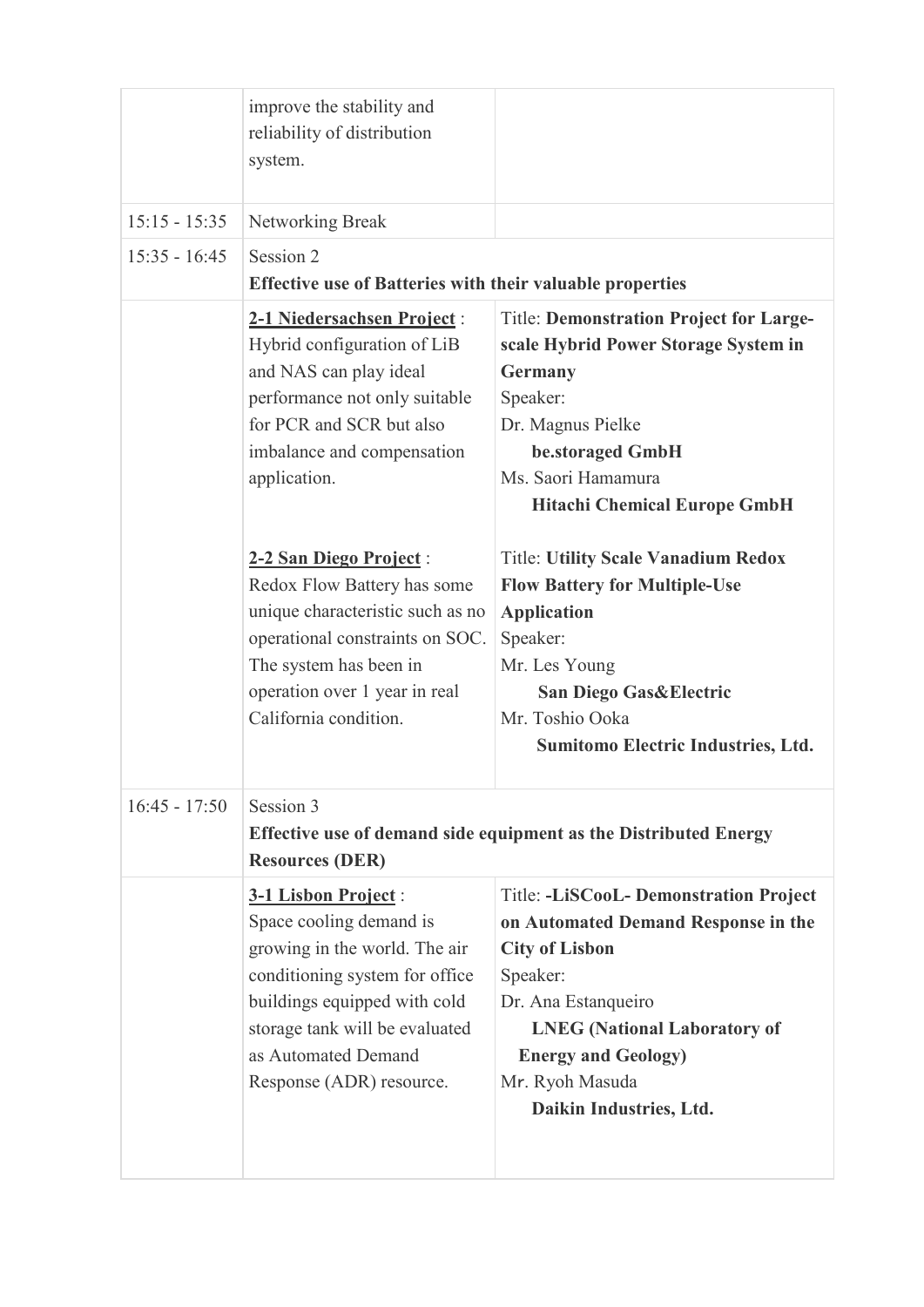| | | |
|---|---|---|
| | improve the stability and reliability of distribution system. | |
| 15:15 - 15:35 | Networking Break | |
| 15:35 - 16:45 | Session 2<br>**Effective use of Batteries with their valuable properties** | |
| | **2-1 Niedersachsen Project** : Hybrid configuration of LiB and NAS can play ideal performance not only suitable for PCR and SCR but also imbalance and compensation application. | Title: **Demonstration Project for Large-scale Hybrid Power Storage System in Germany**<br>Speaker:<br>Dr. Magnus Pielke<br>**be.storaged GmbH**<br>Ms. Saori Hamamura<br>**Hitachi Chemical Europe GmbH** |
| | **2-2 San Diego Project** : Redox Flow Battery has some unique characteristic such as no operational constraints on SOC. The system has been in operation over 1 year in real California condition. | Title: **Utility Scale Vanadium Redox Flow Battery for Multiple-Use Application**<br>Speaker:<br>Mr. Les Young<br>**San Diego Gas&Electric**<br>Mr. Toshio Ooka<br>**Sumitomo Electric Industries, Ltd.** |
| 16:45 - 17:50 | Session 3<br>**Effective use of demand side equipment as the Distributed Energy Resources (DER)** | |
| | **3-1 Lisbon Project** : Space cooling demand is growing in the world. The air conditioning system for office buildings equipped with cold storage tank will be evaluated as Automated Demand Response (ADR) resource. | Title: **-LiSCooL- Demonstration Project on Automated Demand Response in the City of Lisbon**<br>Speaker:<br>Dr. Ana Estanqueiro<br>**LNEG (National Laboratory of Energy and Geology)**<br>Mr. Ryoh Masuda<br>**Daikin Industries, Ltd.** |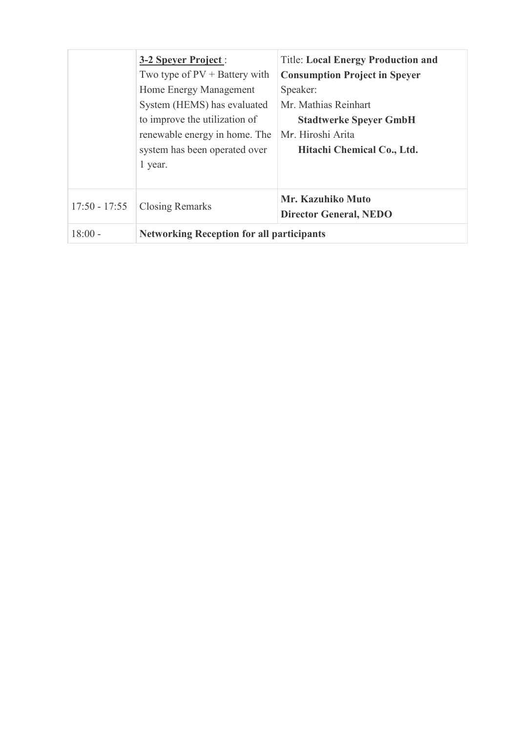| | | |
|---|---|---|
| | **3-2 Speyer Project** :<br>Two type of PV + Battery with Home Energy Management System (HEMS) has evaluated to improve the utilization of renewable energy in home. The system has been operated over 1 year. | Title: **Local Energy Production and Consumption Project in Speyer**<br>Speaker:<br>Mr. Mathias Reinhart<br>**Stadtwerke Speyer GmbH**<br>Mr. Hiroshi Arita<br>**Hitachi Chemical Co., Ltd.** |
| 17:50 - 17:55 | Closing Remarks | **Mr. Kazuhiko Muto**<br>**Director General, NEDO** |
| 18:00 - | **Networking Reception for all participants** | |